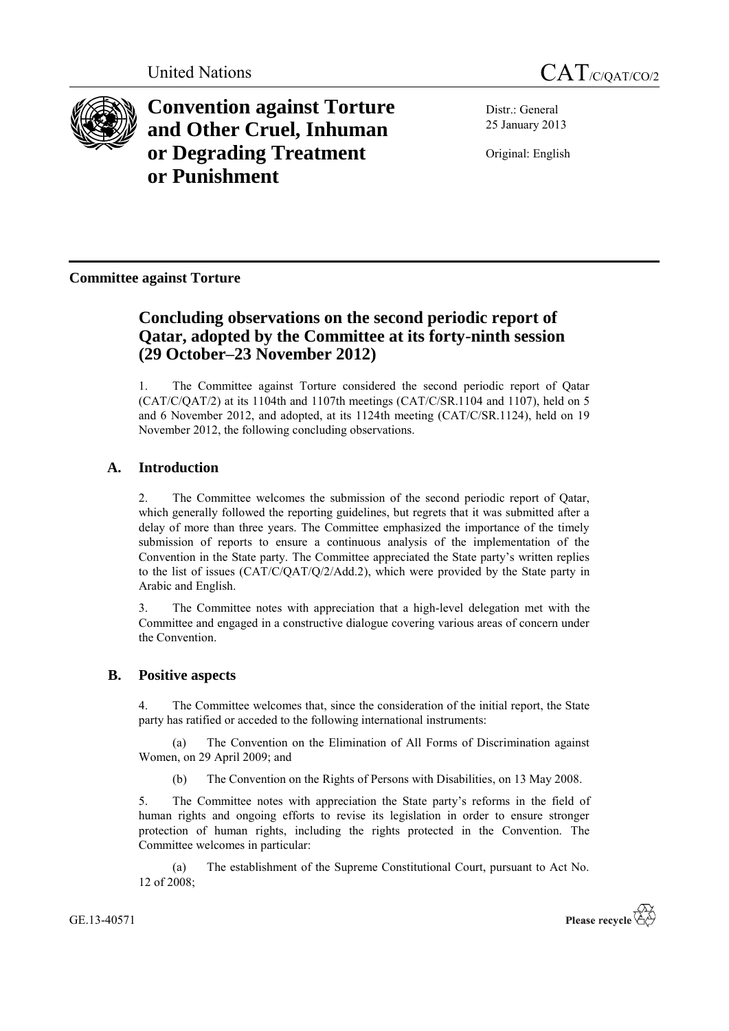United Nations CAT/C/QAT/CO/2

# Convention against Torture and Other Cruel, Inhuman or Degrading Treatment or Punishment

Distr.: General
25 January 2013

Original: English

**Committee against Torture**

## Concluding observations on the second periodic report of Qatar, adopted by the Committee at its forty-ninth session (29 October–23 November 2012)

1. The Committee against Torture considered the second periodic report of Qatar (CAT/C/QAT/2) at its 1104th and 1107th meetings (CAT/C/SR.1104 and 1107), held on 5 and 6 November 2012, and adopted, at its 1124th meeting (CAT/C/SR.1124), held on 19 November 2012, the following concluding observations.

### A. Introduction

2. The Committee welcomes the submission of the second periodic report of Qatar, which generally followed the reporting guidelines, but regrets that it was submitted after a delay of more than three years. The Committee emphasized the importance of the timely submission of reports to ensure a continuous analysis of the implementation of the Convention in the State party. The Committee appreciated the State party's written replies to the list of issues (CAT/C/QAT/Q/2/Add.2), which were provided by the State party in Arabic and English.

3. The Committee notes with appreciation that a high-level delegation met with the Committee and engaged in a constructive dialogue covering various areas of concern under the Convention.

### B. Positive aspects

4. The Committee welcomes that, since the consideration of the initial report, the State party has ratified or acceded to the following international instruments:

(a) The Convention on the Elimination of All Forms of Discrimination against Women, on 29 April 2009; and

(b) The Convention on the Rights of Persons with Disabilities, on 13 May 2008.

5. The Committee notes with appreciation the State party's reforms in the field of human rights and ongoing efforts to revise its legislation in order to ensure stronger protection of human rights, including the rights protected in the Convention. The Committee welcomes in particular:

(a) The establishment of the Supreme Constitutional Court, pursuant to Act No. 12 of 2008;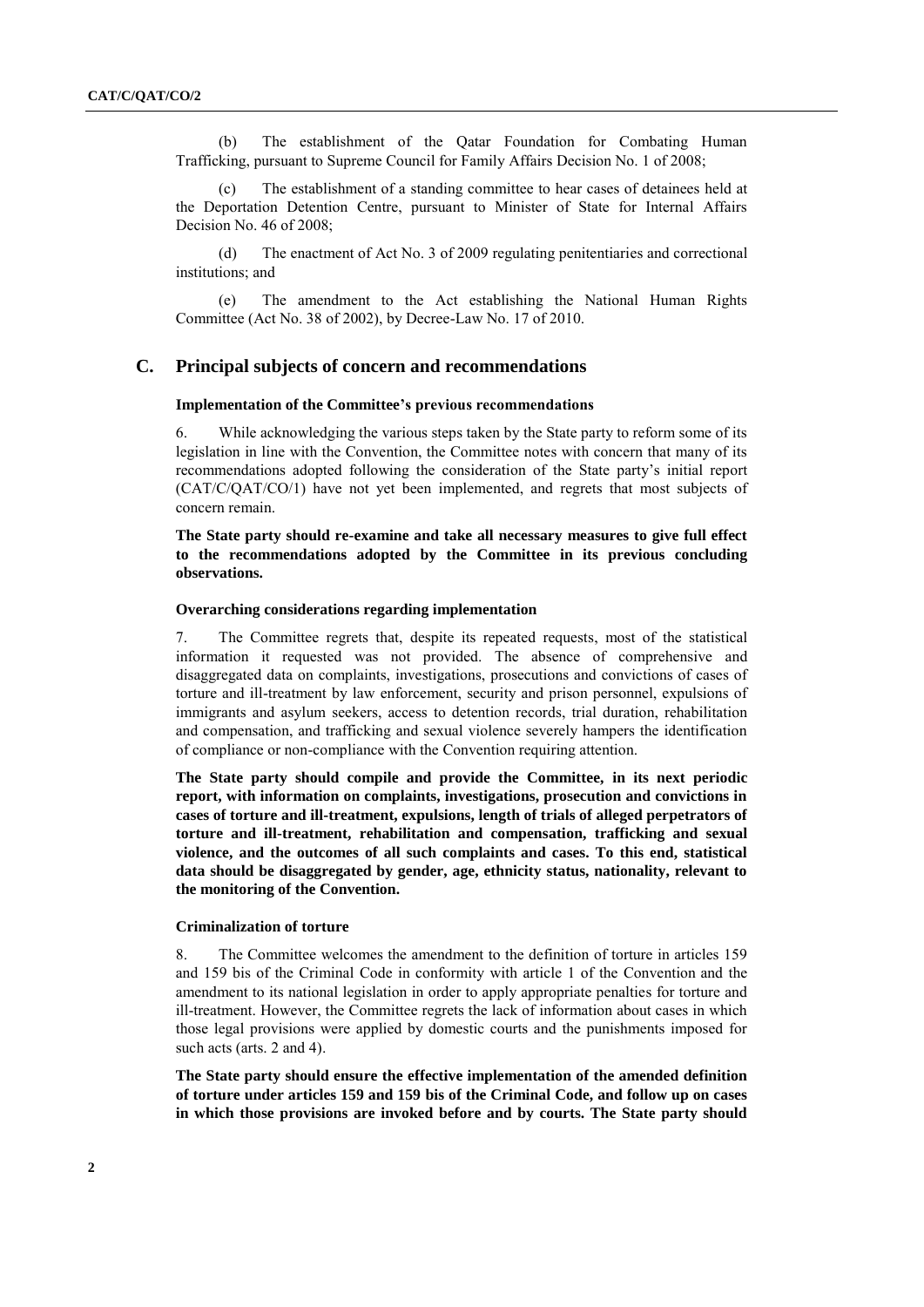(b) The establishment of the Qatar Foundation for Combating Human Trafficking, pursuant to Supreme Council for Family Affairs Decision No. 1 of 2008;

(c) The establishment of a standing committee to hear cases of detainees held at the Deportation Detention Centre, pursuant to Minister of State for Internal Affairs Decision No. 46 of 2008;

(d) The enactment of Act No. 3 of 2009 regulating penitentiaries and correctional institutions; and

(e) The amendment to the Act establishing the National Human Rights Committee (Act No. 38 of 2002), by Decree-Law No. 17 of 2010.

## C. Principal subjects of concern and recommendations

#### Implementation of the Committee's previous recommendations

6. While acknowledging the various steps taken by the State party to reform some of its legislation in line with the Convention, the Committee notes with concern that many of its recommendations adopted following the consideration of the State party's initial report (CAT/C/QAT/CO/1) have not yet been implemented, and regrets that most subjects of concern remain.

**The State party should re-examine and take all necessary measures to give full effect to the recommendations adopted by the Committee in its previous concluding observations.**

#### Overarching considerations regarding implementation

7. The Committee regrets that, despite its repeated requests, most of the statistical information it requested was not provided. The absence of comprehensive and disaggregated data on complaints, investigations, prosecutions and convictions of cases of torture and ill-treatment by law enforcement, security and prison personnel, expulsions of immigrants and asylum seekers, access to detention records, trial duration, rehabilitation and compensation, and trafficking and sexual violence severely hampers the identification of compliance or non-compliance with the Convention requiring attention.

**The State party should compile and provide the Committee, in its next periodic report, with information on complaints, investigations, prosecution and convictions in cases of torture and ill-treatment, expulsions, length of trials of alleged perpetrators of torture and ill-treatment, rehabilitation and compensation, trafficking and sexual violence, and the outcomes of all such complaints and cases. To this end, statistical data should be disaggregated by gender, age, ethnicity status, nationality, relevant to the monitoring of the Convention.**

#### Criminalization of torture

8. The Committee welcomes the amendment to the definition of torture in articles 159 and 159 bis of the Criminal Code in conformity with article 1 of the Convention and the amendment to its national legislation in order to apply appropriate penalties for torture and ill-treatment. However, the Committee regrets the lack of information about cases in which those legal provisions were applied by domestic courts and the punishments imposed for such acts (arts. 2 and 4).

**The State party should ensure the effective implementation of the amended definition of torture under articles 159 and 159 bis of the Criminal Code, and follow up on cases in which those provisions are invoked before and by courts. The State party should**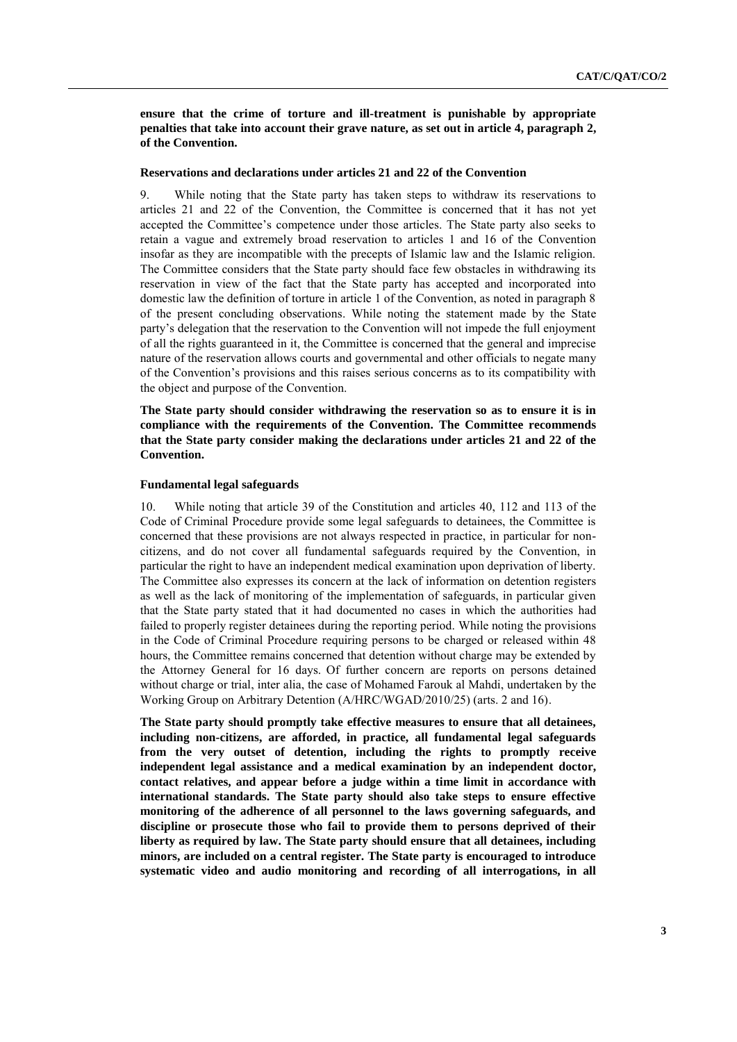**ensure that the crime of torture and ill-treatment is punishable by appropriate penalties that take into account their grave nature, as set out in article 4, paragraph 2, of the Convention.**

### Reservations and declarations under articles 21 and 22 of the Convention

9. While noting that the State party has taken steps to withdraw its reservations to articles 21 and 22 of the Convention, the Committee is concerned that it has not yet accepted the Committee's competence under those articles. The State party also seeks to retain a vague and extremely broad reservation to articles 1 and 16 of the Convention insofar as they are incompatible with the precepts of Islamic law and the Islamic religion. The Committee considers that the State party should face few obstacles in withdrawing its reservation in view of the fact that the State party has accepted and incorporated into domestic law the definition of torture in article 1 of the Convention, as noted in paragraph 8 of the present concluding observations. While noting the statement made by the State party's delegation that the reservation to the Convention will not impede the full enjoyment of all the rights guaranteed in it, the Committee is concerned that the general and imprecise nature of the reservation allows courts and governmental and other officials to negate many of the Convention's provisions and this raises serious concerns as to its compatibility with the object and purpose of the Convention.

**The State party should consider withdrawing the reservation so as to ensure it is in compliance with the requirements of the Convention. The Committee recommends that the State party consider making the declarations under articles 21 and 22 of the Convention.**

### Fundamental legal safeguards

10. While noting that article 39 of the Constitution and articles 40, 112 and 113 of the Code of Criminal Procedure provide some legal safeguards to detainees, the Committee is concerned that these provisions are not always respected in practice, in particular for non-citizens, and do not cover all fundamental safeguards required by the Convention, in particular the right to have an independent medical examination upon deprivation of liberty. The Committee also expresses its concern at the lack of information on detention registers as well as the lack of monitoring of the implementation of safeguards, in particular given that the State party stated that it had documented no cases in which the authorities had failed to properly register detainees during the reporting period. While noting the provisions in the Code of Criminal Procedure requiring persons to be charged or released within 48 hours, the Committee remains concerned that detention without charge may be extended by the Attorney General for 16 days. Of further concern are reports on persons detained without charge or trial, inter alia, the case of Mohamed Farouk al Mahdi, undertaken by the Working Group on Arbitrary Detention (A/HRC/WGAD/2010/25) (arts. 2 and 16).

**The State party should promptly take effective measures to ensure that all detainees, including non-citizens, are afforded, in practice, all fundamental legal safeguards from the very outset of detention, including the rights to promptly receive independent legal assistance and a medical examination by an independent doctor, contact relatives, and appear before a judge within a time limit in accordance with international standards. The State party should also take steps to ensure effective monitoring of the adherence of all personnel to the laws governing safeguards, and discipline or prosecute those who fail to provide them to persons deprived of their liberty as required by law. The State party should ensure that all detainees, including minors, are included on a central register. The State party is encouraged to introduce systematic video and audio monitoring and recording of all interrogations, in all**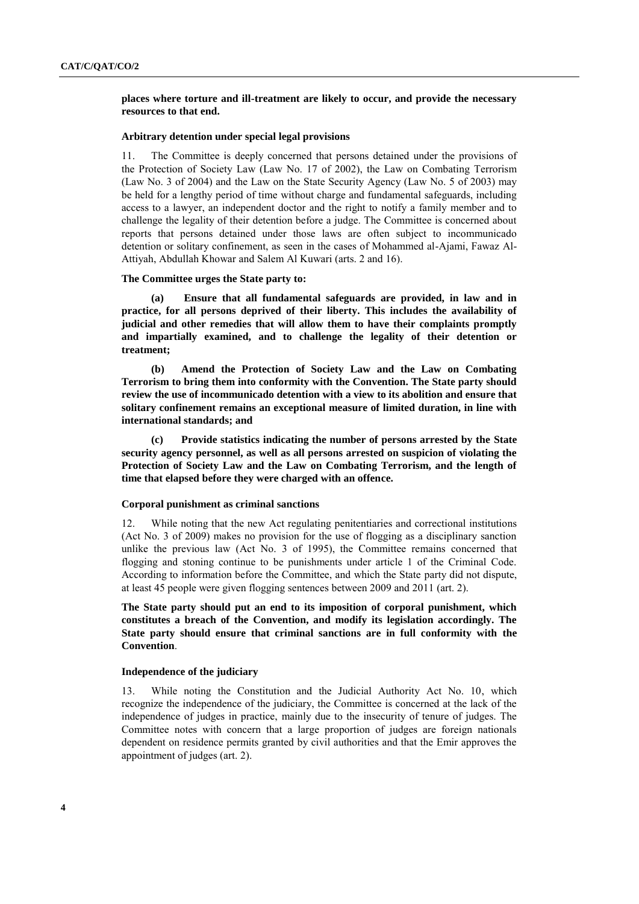**places where torture and ill-treatment are likely to occur, and provide the necessary resources to that end.**

### Arbitrary detention under special legal provisions

11. The Committee is deeply concerned that persons detained under the provisions of the Protection of Society Law (Law No. 17 of 2002), the Law on Combating Terrorism (Law No. 3 of 2004) and the Law on the State Security Agency (Law No. 5 of 2003) may be held for a lengthy period of time without charge and fundamental safeguards, including access to a lawyer, an independent doctor and the right to notify a family member and to challenge the legality of their detention before a judge. The Committee is concerned about reports that persons detained under those laws are often subject to incommunicado detention or solitary confinement, as seen in the cases of Mohammed al-Ajami, Fawaz Al-Attiyah, Abdullah Khowar and Salem Al Kuwari (arts. 2 and 16).

**The Committee urges the State party to:**

**(a) Ensure that all fundamental safeguards are provided, in law and in practice, for all persons deprived of their liberty. This includes the availability of judicial and other remedies that will allow them to have their complaints promptly and impartially examined, and to challenge the legality of their detention or treatment;**

**(b) Amend the Protection of Society Law and the Law on Combating Terrorism to bring them into conformity with the Convention. The State party should review the use of incommunicado detention with a view to its abolition and ensure that solitary confinement remains an exceptional measure of limited duration, in line with international standards; and**

**(c) Provide statistics indicating the number of persons arrested by the State security agency personnel, as well as all persons arrested on suspicion of violating the Protection of Society Law and the Law on Combating Terrorism, and the length of time that elapsed before they were charged with an offence.**

### Corporal punishment as criminal sanctions

12. While noting that the new Act regulating penitentiaries and correctional institutions (Act No. 3 of 2009) makes no provision for the use of flogging as a disciplinary sanction unlike the previous law (Act No. 3 of 1995), the Committee remains concerned that flogging and stoning continue to be punishments under article 1 of the Criminal Code. According to information before the Committee, and which the State party did not dispute, at least 45 people were given flogging sentences between 2009 and 2011 (art. 2).

**The State party should put an end to its imposition of corporal punishment, which constitutes a breach of the Convention, and modify its legislation accordingly. The State party should ensure that criminal sanctions are in full conformity with the Convention**.

### Independence of the judiciary

13. While noting the Constitution and the Judicial Authority Act No. 10, which recognize the independence of the judiciary, the Committee is concerned at the lack of the independence of judges in practice, mainly due to the insecurity of tenure of judges. The Committee notes with concern that a large proportion of judges are foreign nationals dependent on residence permits granted by civil authorities and that the Emir approves the appointment of judges (art. 2).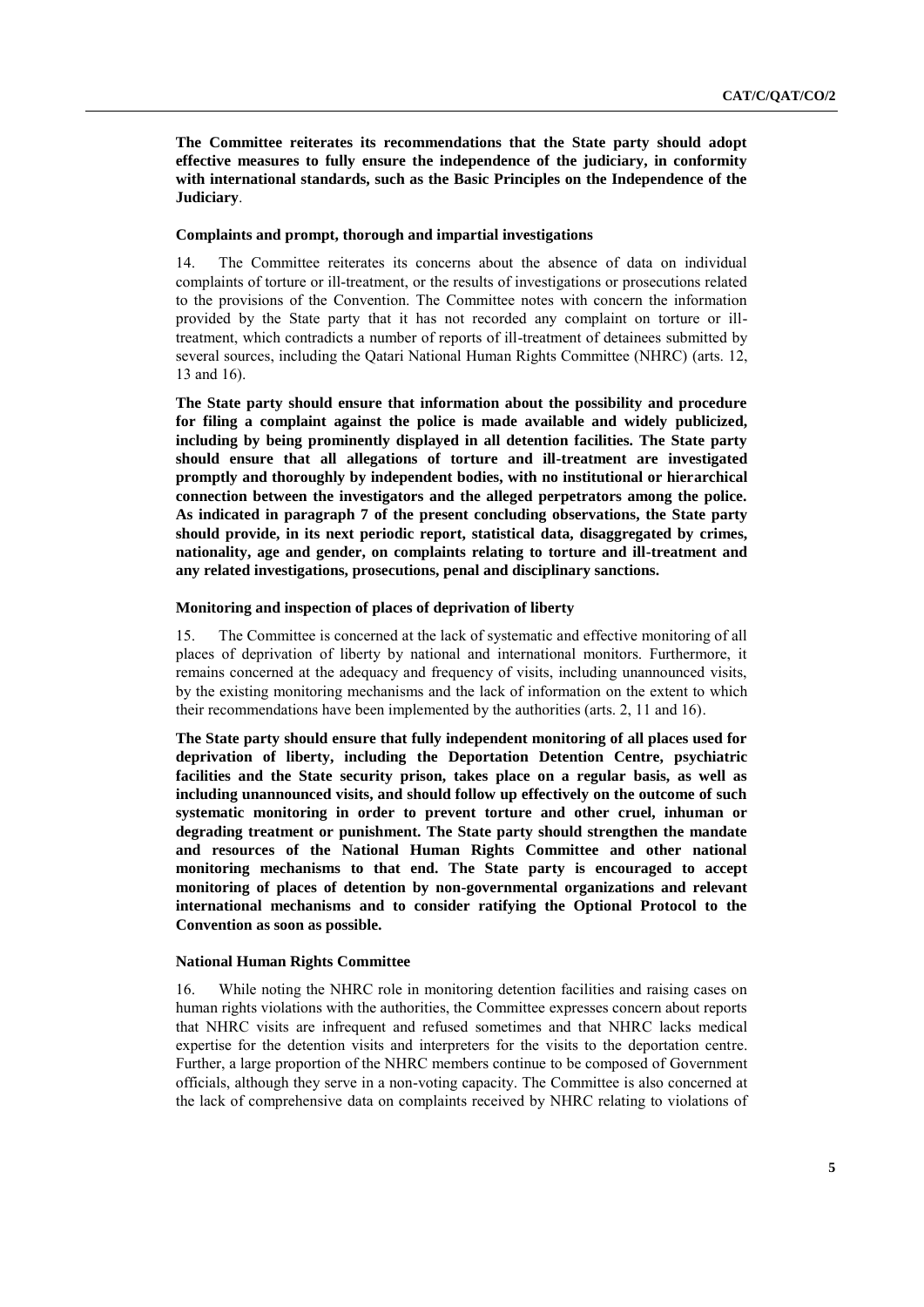**The Committee reiterates its recommendations that the State party should adopt effective measures to fully ensure the independence of the judiciary, in conformity with international standards, such as the Basic Principles on the Independence of the Judiciary**.

### Complaints and prompt, thorough and impartial investigations

14. The Committee reiterates its concerns about the absence of data on individual complaints of torture or ill-treatment, or the results of investigations or prosecutions related to the provisions of the Convention. The Committee notes with concern the information provided by the State party that it has not recorded any complaint on torture or ill-treatment, which contradicts a number of reports of ill-treatment of detainees submitted by several sources, including the Qatari National Human Rights Committee (NHRC) (arts. 12, 13 and 16).

**The State party should ensure that information about the possibility and procedure for filing a complaint against the police is made available and widely publicized, including by being prominently displayed in all detention facilities. The State party should ensure that all allegations of torture and ill-treatment are investigated promptly and thoroughly by independent bodies, with no institutional or hierarchical connection between the investigators and the alleged perpetrators among the police. As indicated in paragraph 7 of the present concluding observations, the State party should provide, in its next periodic report, statistical data, disaggregated by crimes, nationality, age and gender, on complaints relating to torture and ill-treatment and any related investigations, prosecutions, penal and disciplinary sanctions.**

### Monitoring and inspection of places of deprivation of liberty

15. The Committee is concerned at the lack of systematic and effective monitoring of all places of deprivation of liberty by national and international monitors. Furthermore, it remains concerned at the adequacy and frequency of visits, including unannounced visits, by the existing monitoring mechanisms and the lack of information on the extent to which their recommendations have been implemented by the authorities (arts. 2, 11 and 16).

**The State party should ensure that fully independent monitoring of all places used for deprivation of liberty, including the Deportation Detention Centre, psychiatric facilities and the State security prison, takes place on a regular basis, as well as including unannounced visits, and should follow up effectively on the outcome of such systematic monitoring in order to prevent torture and other cruel, inhuman or degrading treatment or punishment. The State party should strengthen the mandate and resources of the National Human Rights Committee and other national monitoring mechanisms to that end. The State party is encouraged to accept monitoring of places of detention by non-governmental organizations and relevant international mechanisms and to consider ratifying the Optional Protocol to the Convention as soon as possible.**

### National Human Rights Committee

16. While noting the NHRC role in monitoring detention facilities and raising cases on human rights violations with the authorities, the Committee expresses concern about reports that NHRC visits are infrequent and refused sometimes and that NHRC lacks medical expertise for the detention visits and interpreters for the visits to the deportation centre. Further, a large proportion of the NHRC members continue to be composed of Government officials, although they serve in a non-voting capacity. The Committee is also concerned at the lack of comprehensive data on complaints received by NHRC relating to violations of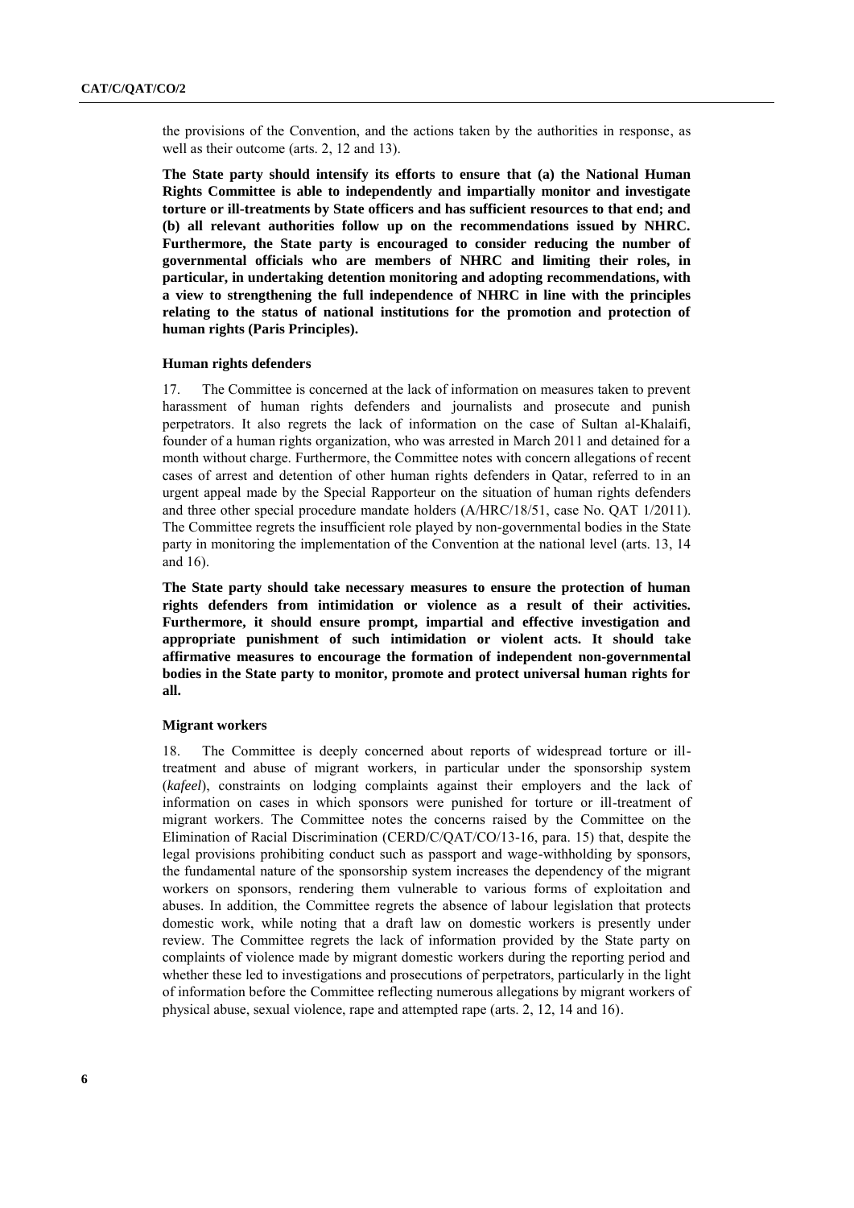the provisions of the Convention, and the actions taken by the authorities in response, as well as their outcome (arts. 2, 12 and 13).

**The State party should intensify its efforts to ensure that (a) the National Human Rights Committee is able to independently and impartially monitor and investigate torture or ill-treatments by State officers and has sufficient resources to that end; and (b) all relevant authorities follow up on the recommendations issued by NHRC. Furthermore, the State party is encouraged to consider reducing the number of governmental officials who are members of NHRC and limiting their roles, in particular, in undertaking detention monitoring and adopting recommendations, with a view to strengthening the full independence of NHRC in line with the principles relating to the status of national institutions for the promotion and protection of human rights (Paris Principles).**

### Human rights defenders

17. The Committee is concerned at the lack of information on measures taken to prevent harassment of human rights defenders and journalists and prosecute and punish perpetrators. It also regrets the lack of information on the case of Sultan al-Khalaifi, founder of a human rights organization, who was arrested in March 2011 and detained for a month without charge. Furthermore, the Committee notes with concern allegations of recent cases of arrest and detention of other human rights defenders in Qatar, referred to in an urgent appeal made by the Special Rapporteur on the situation of human rights defenders and three other special procedure mandate holders (A/HRC/18/51, case No. QAT 1/2011). The Committee regrets the insufficient role played by non-governmental bodies in the State party in monitoring the implementation of the Convention at the national level (arts. 13, 14 and 16).

**The State party should take necessary measures to ensure the protection of human rights defenders from intimidation or violence as a result of their activities. Furthermore, it should ensure prompt, impartial and effective investigation and appropriate punishment of such intimidation or violent acts. It should take affirmative measures to encourage the formation of independent non-governmental bodies in the State party to monitor, promote and protect universal human rights for all.**

### Migrant workers

18. The Committee is deeply concerned about reports of widespread torture or ill-treatment and abuse of migrant workers, in particular under the sponsorship system (*kafeel*), constraints on lodging complaints against their employers and the lack of information on cases in which sponsors were punished for torture or ill-treatment of migrant workers. The Committee notes the concerns raised by the Committee on the Elimination of Racial Discrimination (CERD/C/QAT/CO/13-16, para. 15) that, despite the legal provisions prohibiting conduct such as passport and wage-withholding by sponsors, the fundamental nature of the sponsorship system increases the dependency of the migrant workers on sponsors, rendering them vulnerable to various forms of exploitation and abuses. In addition, the Committee regrets the absence of labour legislation that protects domestic work, while noting that a draft law on domestic workers is presently under review. The Committee regrets the lack of information provided by the State party on complaints of violence made by migrant domestic workers during the reporting period and whether these led to investigations and prosecutions of perpetrators, particularly in the light of information before the Committee reflecting numerous allegations by migrant workers of physical abuse, sexual violence, rape and attempted rape (arts. 2, 12, 14 and 16).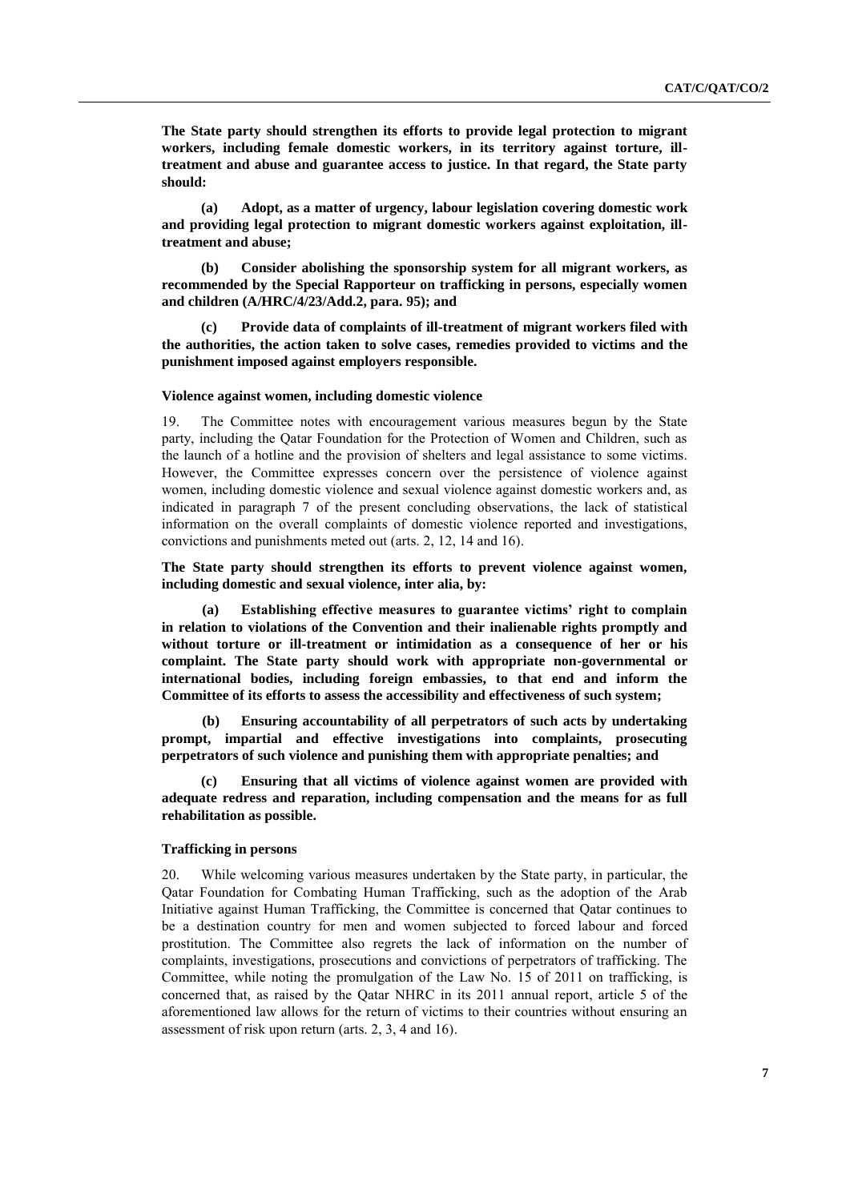**The State party should strengthen its efforts to provide legal protection to migrant workers, including female domestic workers, in its territory against torture, ill-treatment and abuse and guarantee access to justice. In that regard, the State party should:**

**(a) Adopt, as a matter of urgency, labour legislation covering domestic work and providing legal protection to migrant domestic workers against exploitation, ill-treatment and abuse;**

**(b) Consider abolishing the sponsorship system for all migrant workers, as recommended by the Special Rapporteur on trafficking in persons, especially women and children (A/HRC/4/23/Add.2, para. 95); and**

**(c) Provide data of complaints of ill-treatment of migrant workers filed with the authorities, the action taken to solve cases, remedies provided to victims and the punishment imposed against employers responsible.**

#### Violence against women, including domestic violence

19. The Committee notes with encouragement various measures begun by the State party, including the Qatar Foundation for the Protection of Women and Children, such as the launch of a hotline and the provision of shelters and legal assistance to some victims. However, the Committee expresses concern over the persistence of violence against women, including domestic violence and sexual violence against domestic workers and, as indicated in paragraph 7 of the present concluding observations, the lack of statistical information on the overall complaints of domestic violence reported and investigations, convictions and punishments meted out (arts. 2, 12, 14 and 16).

**The State party should strengthen its efforts to prevent violence against women, including domestic and sexual violence, inter alia, by:**

**(a) Establishing effective measures to guarantee victims' right to complain in relation to violations of the Convention and their inalienable rights promptly and without torture or ill-treatment or intimidation as a consequence of her or his complaint. The State party should work with appropriate non-governmental or international bodies, including foreign embassies, to that end and inform the Committee of its efforts to assess the accessibility and effectiveness of such system;**

**(b) Ensuring accountability of all perpetrators of such acts by undertaking prompt, impartial and effective investigations into complaints, prosecuting perpetrators of such violence and punishing them with appropriate penalties; and**

**(c) Ensuring that all victims of violence against women are provided with adequate redress and reparation, including compensation and the means for as full rehabilitation as possible.**

#### Trafficking in persons

20. While welcoming various measures undertaken by the State party, in particular, the Qatar Foundation for Combating Human Trafficking, such as the adoption of the Arab Initiative against Human Trafficking, the Committee is concerned that Qatar continues to be a destination country for men and women subjected to forced labour and forced prostitution. The Committee also regrets the lack of information on the number of complaints, investigations, prosecutions and convictions of perpetrators of trafficking. The Committee, while noting the promulgation of the Law No. 15 of 2011 on trafficking, is concerned that, as raised by the Qatar NHRC in its 2011 annual report, article 5 of the aforementioned law allows for the return of victims to their countries without ensuring an assessment of risk upon return (arts. 2, 3, 4 and 16).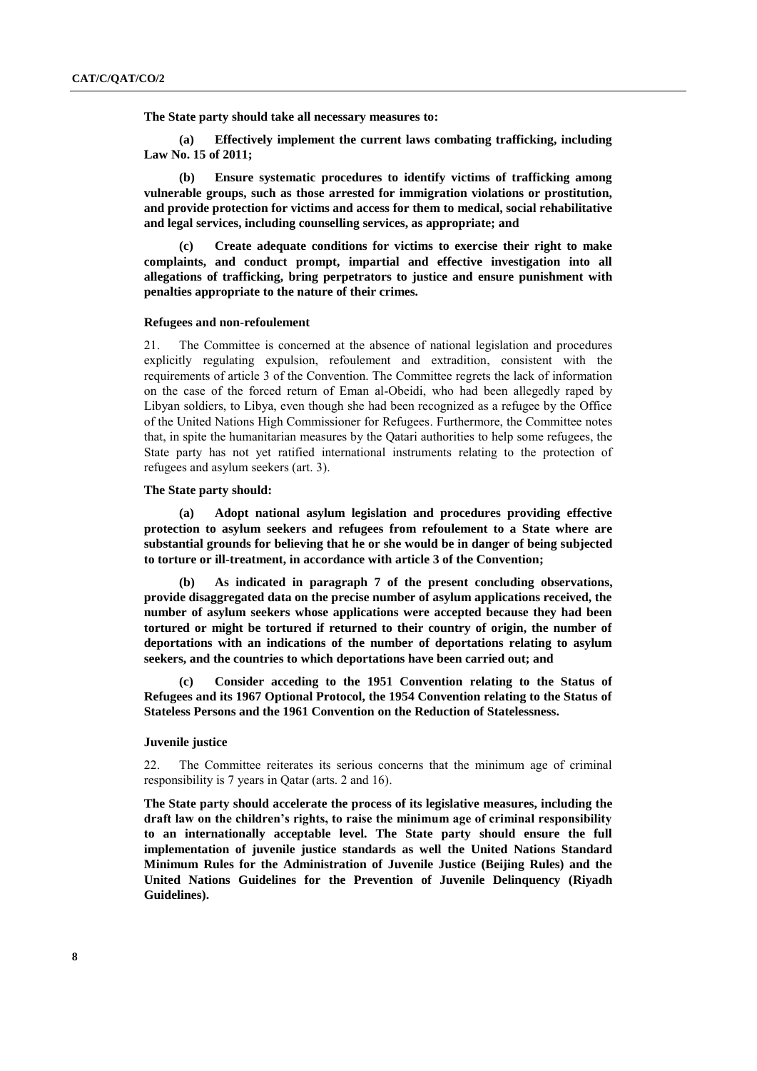**The State party should take all necessary measures to:**

**(a) Effectively implement the current laws combating trafficking, including Law No. 15 of 2011;**

**(b) Ensure systematic procedures to identify victims of trafficking among vulnerable groups, such as those arrested for immigration violations or prostitution, and provide protection for victims and access for them to medical, social rehabilitative and legal services, including counselling services, as appropriate; and**

**(c) Create adequate conditions for victims to exercise their right to make complaints, and conduct prompt, impartial and effective investigation into all allegations of trafficking, bring perpetrators to justice and ensure punishment with penalties appropriate to the nature of their crimes.**

### Refugees and non-refoulement

21. The Committee is concerned at the absence of national legislation and procedures explicitly regulating expulsion, refoulement and extradition, consistent with the requirements of article 3 of the Convention. The Committee regrets the lack of information on the case of the forced return of Eman al-Obeidi, who had been allegedly raped by Libyan soldiers, to Libya, even though she had been recognized as a refugee by the Office of the United Nations High Commissioner for Refugees. Furthermore, the Committee notes that, in spite the humanitarian measures by the Qatari authorities to help some refugees, the State party has not yet ratified international instruments relating to the protection of refugees and asylum seekers (art. 3).

**The State party should:**

**(a) Adopt national asylum legislation and procedures providing effective protection to asylum seekers and refugees from refoulement to a State where are substantial grounds for believing that he or she would be in danger of being subjected to torture or ill-treatment, in accordance with article 3 of the Convention;**

**(b) As indicated in paragraph 7 of the present concluding observations, provide disaggregated data on the precise number of asylum applications received, the number of asylum seekers whose applications were accepted because they had been tortured or might be tortured if returned to their country of origin, the number of deportations with an indications of the number of deportations relating to asylum seekers, and the countries to which deportations have been carried out; and**

**(c) Consider acceding to the 1951 Convention relating to the Status of Refugees and its 1967 Optional Protocol, the 1954 Convention relating to the Status of Stateless Persons and the 1961 Convention on the Reduction of Statelessness.**

### Juvenile justice

22. The Committee reiterates its serious concerns that the minimum age of criminal responsibility is 7 years in Qatar (arts. 2 and 16).

**The State party should accelerate the process of its legislative measures, including the draft law on the children's rights, to raise the minimum age of criminal responsibility to an internationally acceptable level. The State party should ensure the full implementation of juvenile justice standards as well the United Nations Standard Minimum Rules for the Administration of Juvenile Justice (Beijing Rules) and the United Nations Guidelines for the Prevention of Juvenile Delinquency (Riyadh Guidelines).**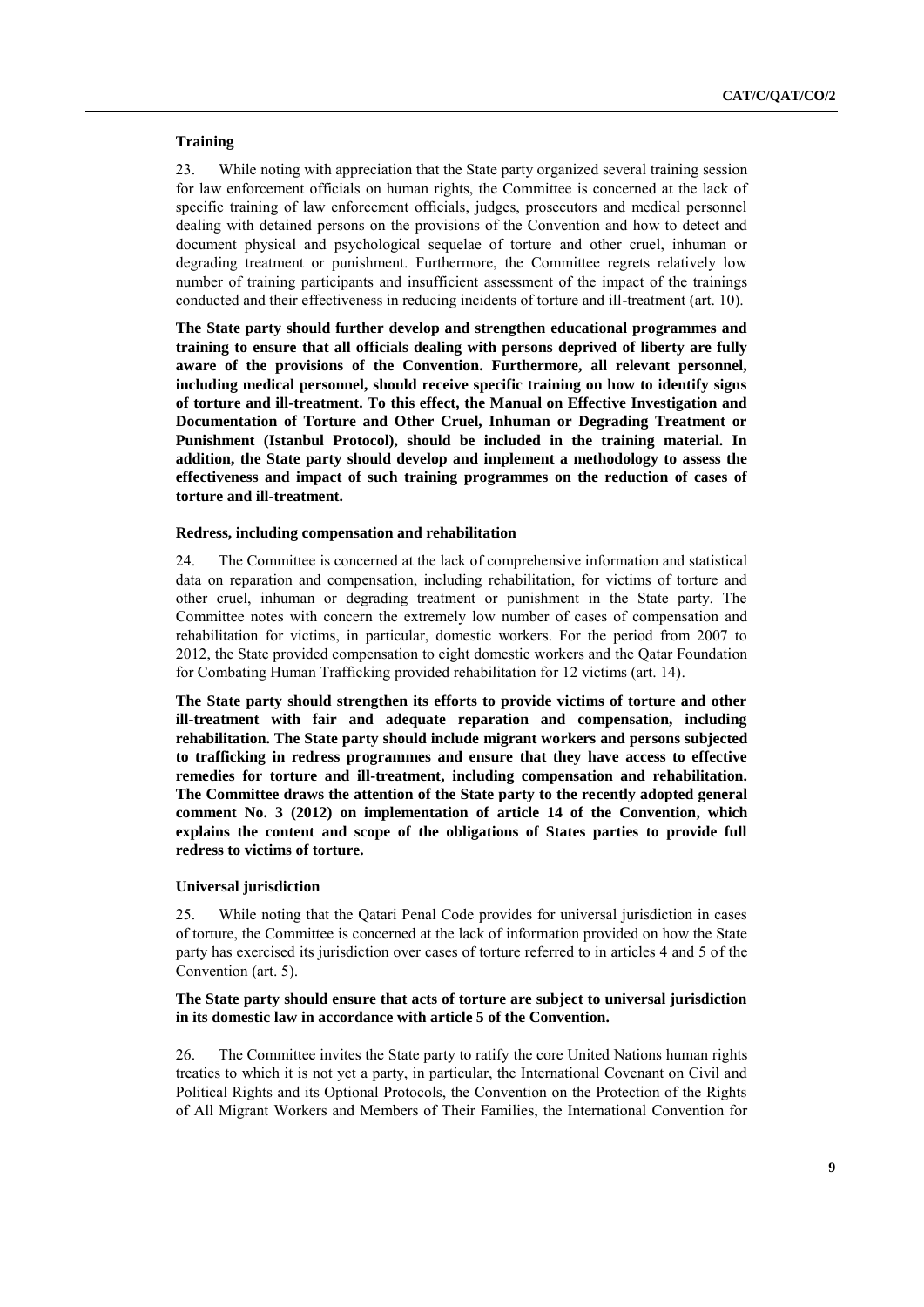**Training**

23. While noting with appreciation that the State party organized several training session for law enforcement officials on human rights, the Committee is concerned at the lack of specific training of law enforcement officials, judges, prosecutors and medical personnel dealing with detained persons on the provisions of the Convention and how to detect and document physical and psychological sequelae of torture and other cruel, inhuman or degrading treatment or punishment. Furthermore, the Committee regrets relatively low number of training participants and insufficient assessment of the impact of the trainings conducted and their effectiveness in reducing incidents of torture and ill-treatment (art. 10).

**The State party should further develop and strengthen educational programmes and training to ensure that all officials dealing with persons deprived of liberty are fully aware of the provisions of the Convention. Furthermore, all relevant personnel, including medical personnel, should receive specific training on how to identify signs of torture and ill-treatment. To this effect, the Manual on Effective Investigation and Documentation of Torture and Other Cruel, Inhuman or Degrading Treatment or Punishment (Istanbul Protocol), should be included in the training material. In addition, the State party should develop and implement a methodology to assess the effectiveness and impact of such training programmes on the reduction of cases of torture and ill-treatment.**

**Redress, including compensation and rehabilitation**

24. The Committee is concerned at the lack of comprehensive information and statistical data on reparation and compensation, including rehabilitation, for victims of torture and other cruel, inhuman or degrading treatment or punishment in the State party. The Committee notes with concern the extremely low number of cases of compensation and rehabilitation for victims, in particular, domestic workers. For the period from 2007 to 2012, the State provided compensation to eight domestic workers and the Qatar Foundation for Combating Human Trafficking provided rehabilitation for 12 victims (art. 14).

**The State party should strengthen its efforts to provide victims of torture and other ill-treatment with fair and adequate reparation and compensation, including rehabilitation. The State party should include migrant workers and persons subjected to trafficking in redress programmes and ensure that they have access to effective remedies for torture and ill-treatment, including compensation and rehabilitation. The Committee draws the attention of the State party to the recently adopted general comment No. 3 (2012) on implementation of article 14 of the Convention, which explains the content and scope of the obligations of States parties to provide full redress to victims of torture.**

**Universal jurisdiction**

25. While noting that the Qatari Penal Code provides for universal jurisdiction in cases of torture, the Committee is concerned at the lack of information provided on how the State party has exercised its jurisdiction over cases of torture referred to in articles 4 and 5 of the Convention (art. 5).

**The State party should ensure that acts of torture are subject to universal jurisdiction in its domestic law in accordance with article 5 of the Convention.**

26. The Committee invites the State party to ratify the core United Nations human rights treaties to which it is not yet a party, in particular, the International Covenant on Civil and Political Rights and its Optional Protocols, the Convention on the Protection of the Rights of All Migrant Workers and Members of Their Families, the International Convention for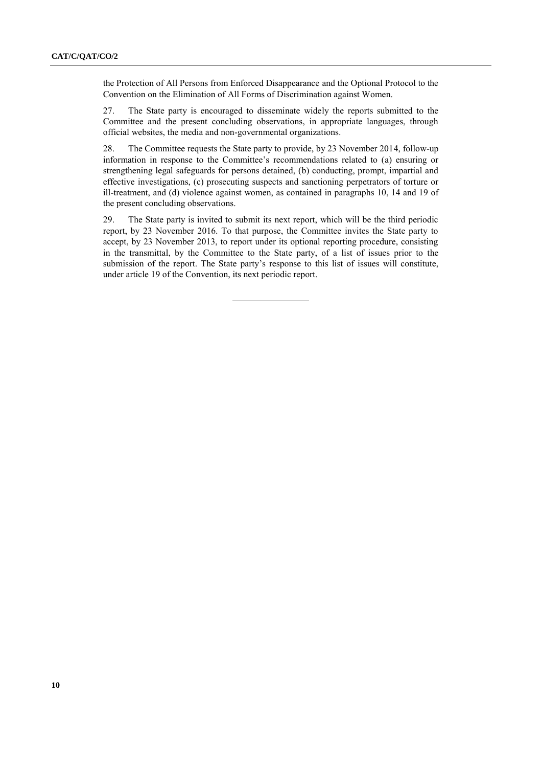the Protection of All Persons from Enforced Disappearance and the Optional Protocol to the Convention on the Elimination of All Forms of Discrimination against Women.

27. The State party is encouraged to disseminate widely the reports submitted to the Committee and the present concluding observations, in appropriate languages, through official websites, the media and non-governmental organizations.

28. The Committee requests the State party to provide, by 23 November 2014, follow-up information in response to the Committee's recommendations related to (a) ensuring or strengthening legal safeguards for persons detained, (b) conducting, prompt, impartial and effective investigations, (c) prosecuting suspects and sanctioning perpetrators of torture or ill-treatment, and (d) violence against women, as contained in paragraphs 10, 14 and 19 of the present concluding observations.

29. The State party is invited to submit its next report, which will be the third periodic report, by 23 November 2016. To that purpose, the Committee invites the State party to accept, by 23 November 2013, to report under its optional reporting procedure, consisting in the transmittal, by the Committee to the State party, of a list of issues prior to the submission of the report. The State party's response to this list of issues will constitute, under article 19 of the Convention, its next periodic report.